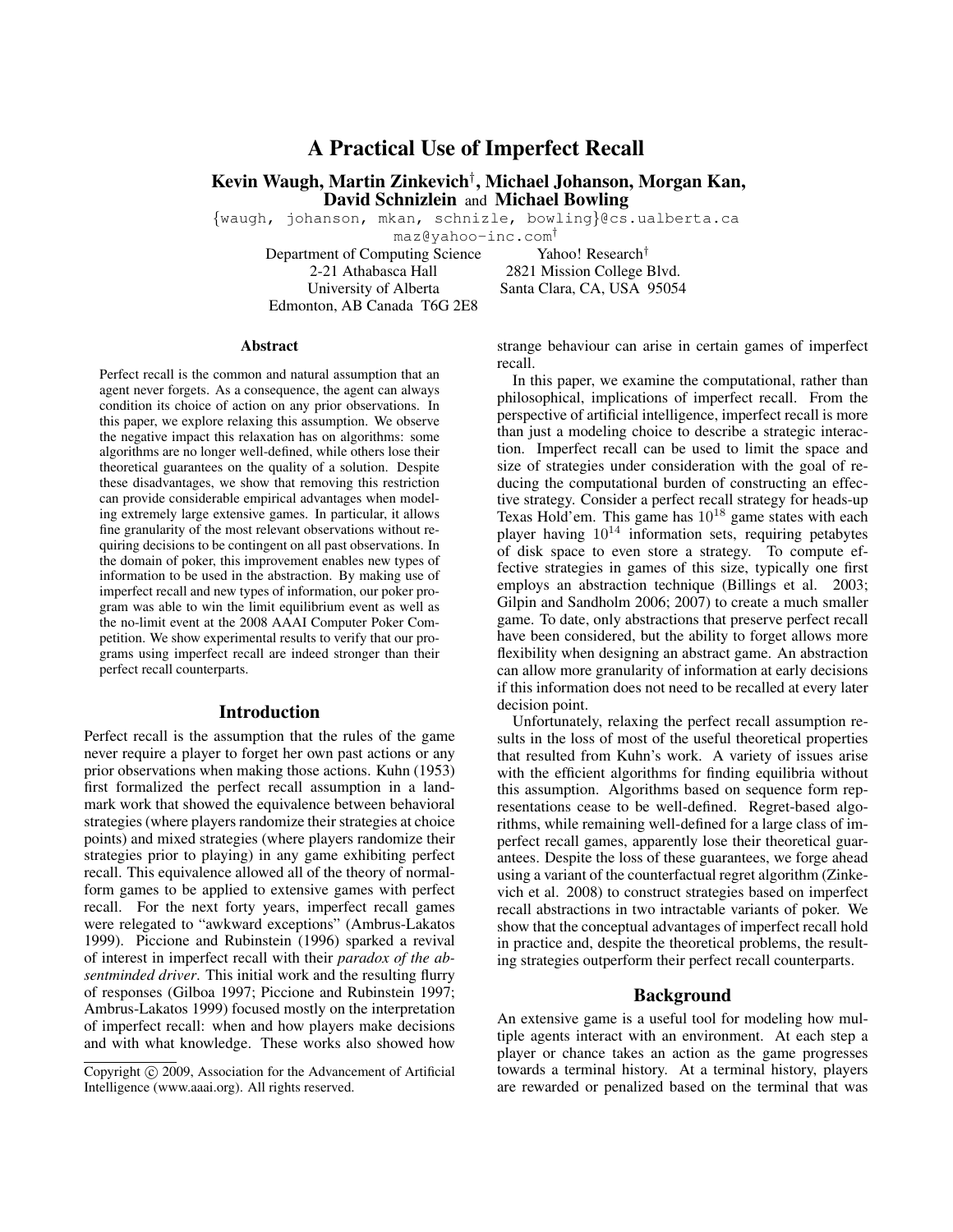# A Practical Use of Imperfect Recall

**Kevin Waugh, Martin Zinkevich[†], Michael Johanson, Morgan Kan, David Schnizlein and Michael Bowling**

{waugh, johanson, mkan, schnizle, bowling}@cs.ualberta.ca
maz@yahoo-inc.com[†]

Department of Computing Science
2-21 Athabasca Hall
University of Alberta
Edmonton, AB Canada T6G 2E8

Yahoo! Research[†]
2821 Mission College Blvd.
Santa Clara, CA, USA 95054

## Abstract

Perfect recall is the common and natural assumption that an agent never forgets. As a consequence, the agent can always condition its choice of action on any prior observations. In this paper, we explore relaxing this assumption. We observe the negative impact this relaxation has on algorithms: some algorithms are no longer well-defined, while others lose their theoretical guarantees on the quality of a solution. Despite these disadvantages, we show that removing this restriction can provide considerable empirical advantages when modeling extremely large extensive games. In particular, it allows fine granularity of the most relevant observations without requiring decisions to be contingent on all past observations. In the domain of poker, this improvement enables new types of information to be used in the abstraction. By making use of imperfect recall and new types of information, our poker program was able to win the limit equilibrium event as well as the no-limit event at the 2008 AAAI Computer Poker Competition. We show experimental results to verify that our programs using imperfect recall are indeed stronger than their perfect recall counterparts.

## Introduction

Perfect recall is the assumption that the rules of the game never require a player to forget her own past actions or any prior observations when making those actions. Kuhn (1953) first formalized the perfect recall assumption in a landmark work that showed the equivalence between behavioral strategies (where players randomize their strategies at choice points) and mixed strategies (where players randomize their strategies prior to playing) in any game exhibiting perfect recall. This equivalence allowed all of the theory of normal-form games to be applied to extensive games with perfect recall. For the next forty years, imperfect recall games were relegated to "awkward exceptions" (Ambrus-Lakatos 1999). Piccione and Rubinstein (1996) sparked a revival of interest in imperfect recall with their *paradox of the absentminded driver*. This initial work and the resulting flurry of responses (Gilboa 1997; Piccione and Rubinstein 1997; Ambrus-Lakatos 1999) focused mostly on the interpretation of imperfect recall: when and how players make decisions and with what knowledge. These works also showed how strange behaviour can arise in certain games of imperfect recall.

In this paper, we examine the computational, rather than philosophical, implications of imperfect recall. From the perspective of artificial intelligence, imperfect recall is more than just a modeling choice to describe a strategic interaction. Imperfect recall can be used to limit the space and size of strategies under consideration with the goal of reducing the computational burden of constructing an effective strategy. Consider a perfect recall strategy for heads-up Texas Hold'em. This game has $10^{18}$ game states with each player having $10^{14}$ information sets, requiring petabytes of disk space to even store a strategy. To compute effective strategies in games of this size, typically one first employs an abstraction technique (Billings et al. 2003; Gilpin and Sandholm 2006; 2007) to create a much smaller game. To date, only abstractions that preserve perfect recall have been considered, but the ability to forget allows more flexibility when designing an abstract game. An abstraction can allow more granularity of information at early decisions if this information does not need to be recalled at every later decision point.

Unfortunately, relaxing the perfect recall assumption results in the loss of most of the useful theoretical properties that resulted from Kuhn's work. A variety of issues arise with the efficient algorithms for finding equilibria without this assumption. Algorithms based on sequence form representations cease to be well-defined. Regret-based algorithms, while remaining well-defined for a large class of imperfect recall games, apparently lose their theoretical guarantees. Despite the loss of these guarantees, we forge ahead using a variant of the counterfactual regret algorithm (Zinkevich et al. 2008) to construct strategies based on imperfect recall abstractions in two intractable variants of poker. We show that the conceptual advantages of imperfect recall hold in practice and, despite the theoretical problems, the resulting strategies outperform their perfect recall counterparts.

## Background

An extensive game is a useful tool for modeling how multiple agents interact with an environment. At each step a player or chance takes an action as the game progresses towards a terminal history. At a terminal history, players are rewarded or penalized based on the terminal that was

Copyright © 2009, Association for the Advancement of Artificial Intelligence (www.aaai.org). All rights reserved.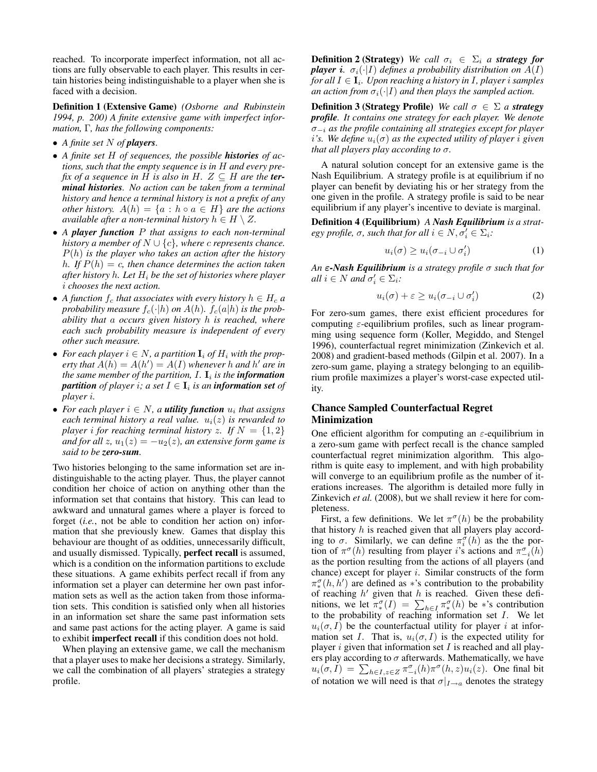reached. To incorporate imperfect information, not all actions are fully observable to each player. This results in certain histories being indistinguishable to a player when she is faced with a decision.

**Definition 1 (Extensive Game)** *(Osborne and Rubinstein 1994, p. 200) A finite extensive game with imperfect information, $\Gamma$, has the following components:*

- *A finite set $N$ of **players**.*
- *A finite set $H$ of sequences, the possible **histories** of actions, such that the empty sequence is in $H$ and every prefix of a sequence in $H$ is also in $H$. $Z \subseteq H$ are the **terminal histories**. No action can be taken from a terminal history and hence a terminal history is not a prefix of any other history. $A(h) = \{a : h \circ a \in H\}$ are the actions available after a non-terminal history $h \in H \setminus Z$.*
- *A **player function** $P$ that assigns to each non-terminal history a member of $N \cup \{c\}$, where $c$ represents chance. $P(h)$ is the player who takes an action after the history $h$. If $P(h) = c$, then chance determines the action taken after history $h$. Let $H_i$ be the set of histories where player $i$ chooses the next action.*
- *A function $f_c$ that associates with every history $h \in H_c$ a probability measure $f_c(\cdot|h)$ on $A(h)$. $f_c(a|h)$ is the probability that $a$ occurs given history $h$ is reached, where each such probability measure is independent of every other such measure.*
- *For each player $i \in N$, a partition $\mathbf{I}_i$ of $H_i$ with the property that $A(h) = A(h') = A(I)$ whenever $h$ and $h'$ are in the same member of the partition, $I$. $\mathbf{I}_i$ is the **information partition** of player $i$; a set $I \in \mathbf{I}_i$ is an **information set** of player $i$.*
- *For each player $i \in N$, a **utility function** $u_i$ that assigns each terminal history a real value. $u_i(z)$ is rewarded to player $i$ for reaching terminal history $z$. If $N = \{1, 2\}$ and for all $z$, $u_1(z) = -u_2(z)$, an extensive form game is said to be **zero-sum**.*

Two histories belonging to the same information set are indistinguishable to the acting player. Thus, the player cannot condition her choice of action on anything other than the information set that contains that history. This can lead to awkward and unnatural games where a player is forced to forget (*i.e.*, not be able to condition her action on) information that she previously knew. Games that display this behaviour are thought of as oddities, unnecessarily difficult, and usually dismissed. Typically, **perfect recall** is assumed, which is a condition on the information partitions to exclude these situations. A game exhibits perfect recall if from any information set a player can determine her own past information sets as well as the action taken from those information sets. This condition is satisfied only when all histories in an information set share the same past information sets and same past actions for the acting player. A game is said to exhibit **imperfect recall** if this condition does not hold.

When playing an extensive game, we call the mechanism that a player uses to make her decisions a strategy. Similarly, we call the combination of all players' strategies a strategy profile.

**Definition 2 (Strategy)** *We call $\sigma_i \in \Sigma_i$ a **strategy for player i**. $\sigma_i(\cdot|I)$ defines a probability distribution on $A(I)$ for all $I \in \mathbf{I}_i$. Upon reaching a history in $I$, player $i$ samples an action from $\sigma_i(\cdot|I)$ and then plays the sampled action.*

**Definition 3 (Strategy Profile)** *We call $\sigma \in \Sigma$ a **strategy profile**. It contains one strategy for each player. We denote $\sigma_{-i}$ as the profile containing all strategies except for player $i$'s. We define $u_i(\sigma)$ as the expected utility of player $i$ given that all players play according to $\sigma$.*

A natural solution concept for an extensive game is the Nash Equilibrium. A strategy profile is at equilibrium if no player can benefit by deviating his or her strategy from the one given in the profile. A strategy profile is said to be near equilibrium if any player's incentive to deviate is marginal.

**Definition 4 (Equilibrium)** *A **Nash Equilibrium** is a strategy profile, $\sigma$, such that for all $i \in N, \sigma'_i \in \Sigma_i$:*

$$u_i(\sigma) \geq u_i(\sigma_{-i} \cup \sigma'_i) \tag{1}$$

*An **$\varepsilon$-Nash Equilibrium** is a strategy profile $\sigma$ such that for all $i \in N$ and $\sigma'_i \in \Sigma_i$:*

$$u_i(\sigma) + \varepsilon \geq u_i(\sigma_{-i} \cup \sigma'_i) \tag{2}$$

For zero-sum games, there exist efficient procedures for computing $\varepsilon$-equilibrium profiles, such as linear programming using sequence form (Koller, Megiddo, and Stengel 1996), counterfactual regret minimization (Zinkevich et al. 2008) and gradient-based methods (Gilpin et al. 2007). In a zero-sum game, playing a strategy belonging to an equilibrium profile maximizes a player's worst-case expected utility.

## Chance Sampled Counterfactual Regret Minimization

One efficient algorithm for computing an $\varepsilon$-equilibrium in a zero-sum game with perfect recall is the chance sampled counterfactual regret minimization algorithm. This algorithm is quite easy to implement, and with high probability will converge to an equilibrium profile as the number of iterations increases. The algorithm is detailed more fully in Zinkevich *et al.* (2008), but we shall review it here for completeness.

First, a few definitions. We let $\pi^\sigma(h)$ be the probability that history $h$ is reached given that all players play according to $\sigma$. Similarly, we can define $\pi_i^\sigma(h)$ as the the portion of $\pi^\sigma(h)$ resulting from player $i$'s actions and $\pi_{-i}^\sigma(h)$ as the portion resulting from the actions of all players (and chance) except for player $i$. Similar constructs of the form $\pi_*^\sigma(h, h')$ are defined as $*$'s contribution to the probability of reaching $h'$ given that $h$ is reached. Given these definitions, we let $\pi_*^\sigma(I) = \sum_{h \in I} \pi_*^\sigma(h)$ be $*$'s contribution to the probability of reaching information set $I$. We let $u_i(\sigma, I)$ be the counterfactual utility for player $i$ at information set $I$. That is, $u_i(\sigma, I)$ is the expected utility for player $i$ given that information set $I$ is reached and all players play according to $\sigma$ afterwards. Mathematically, we have $u_i(\sigma, I) = \sum_{h \in I, z \in Z} \pi_{-i}^\sigma(h) \pi^\sigma(h, z) u_i(z)$. One final bit of notation we will need is that $\sigma|_{I \to a}$ denotes the strategy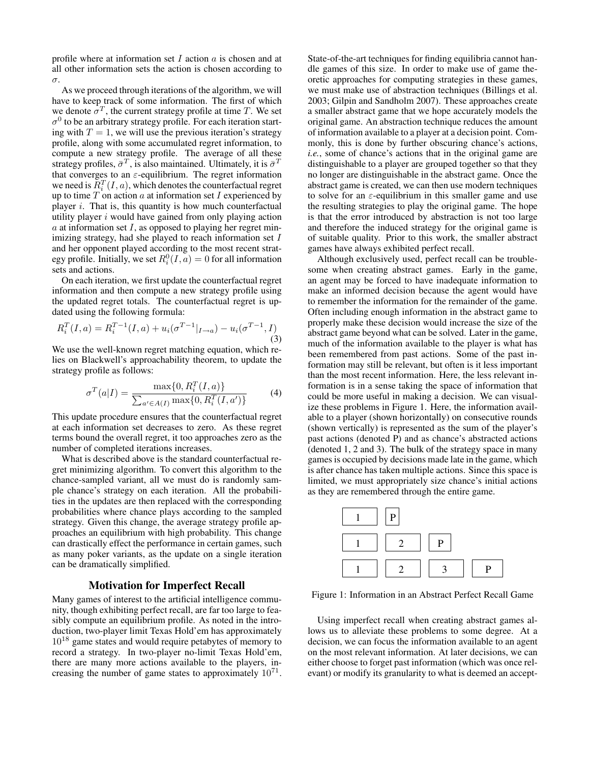profile where at information set $I$ action $a$ is chosen and at all other information sets the action is chosen according to $\sigma$.

As we proceed through iterations of the algorithm, we will have to keep track of some information. The first of which we denote $\sigma^T$, the current strategy profile at time $T$. We set $\sigma^0$ to be an arbitrary strategy profile. For each iteration starting with $T = 1$, we will use the previous iteration's strategy profile, along with some accumulated regret information, to compute a new strategy profile. The average of all these strategy profiles, $\bar{\sigma}^T$, is also maintained. Ultimately, it is $\bar{\sigma}^T$ that converges to an $\varepsilon$-equilibrium. The regret information we need is $R_i^T(I, a)$, which denotes the counterfactual regret up to time $T$ on action $a$ at information set $I$ experienced by player $i$. That is, this quantity is how much counterfactual utility player $i$ would have gained from only playing action $a$ at information set $I$, as opposed to playing her regret minimizing strategy, had she played to reach information set $I$ and her opponent played according to the most recent strategy profile. Initially, we set $R_i^0(I, a) = 0$ for all information sets and actions.

On each iteration, we first update the counterfactual regret information and then compute a new strategy profile using the updated regret totals. The counterfactual regret is updated using the following formula:

$$R_i^T(I, a) = R_i^{T-1}(I, a) + u_i(\sigma^{T-1}|_{I \to a}) - u_i(\sigma^{T-1}, I) \tag{3}$$

We use the well-known regret matching equation, which relies on Blackwell's approachability theorem, to update the strategy profile as follows:

$$\sigma^T(a|I) = \frac{\max\{0, R_i^T(I, a)\}}{\sum_{a' \in A(I)} \max\{0, R_i^T(I, a')\}} \tag{4}$$

This update procedure ensures that the counterfactual regret at each information set decreases to zero. As these regret terms bound the overall regret, it too approaches zero as the number of completed iterations increases.

What is described above is the standard counterfactual regret minimizing algorithm. To convert this algorithm to the chance-sampled variant, all we must do is randomly sample chance's strategy on each iteration. All the probabilities in the updates are then replaced with the corresponding probabilities where chance plays according to the sampled strategy. Given this change, the average strategy profile approaches an equilibrium with high probability. This change can drastically effect the performance in certain games, such as many poker variants, as the update on a single iteration can be dramatically simplified.

## Motivation for Imperfect Recall

Many games of interest to the artificial intelligence community, though exhibiting perfect recall, are far too large to feasibly compute an equilibrium profile. As noted in the introduction, two-player limit Texas Hold'em has approximately $10^{18}$ game states and would require petabytes of memory to record a strategy. In two-player no-limit Texas Hold'em, there are many more actions available to the players, increasing the number of game states to approximately $10^{71}$. State-of-the-art techniques for finding equilibria cannot handle games of this size. In order to make use of game theoretic approaches for computing strategies in these games, we must make use of abstraction techniques (Billings et al. 2003; Gilpin and Sandholm 2007). These approaches create a smaller abstract game that we hope accurately models the original game. An abstraction technique reduces the amount of information available to a player at a decision point. Commonly, this is done by further obscuring chance's actions, *i.e.*, some of chance's actions that in the original game are distinguishable to a player are grouped together so that they no longer are distinguishable in the abstract game. Once the abstract game is created, we can then use modern techniques to solve for an $\varepsilon$-equilibrium in this smaller game and use the resulting strategies to play the original game. The hope is that the error introduced by abstraction is not too large and therefore the induced strategy for the original game is of suitable quality. Prior to this work, the smaller abstract games have always exhibited perfect recall.

Although exclusively used, perfect recall can be troublesome when creating abstract games. Early in the game, an agent may be forced to have inadequate information to make an informed decision because the agent would have to remember the information for the remainder of the game. Often including enough information in the abstract game to properly make these decision would increase the size of the abstract game beyond what can be solved. Later in the game, much of the information available to the player is what has been remembered from past actions. Some of the past information may still be relevant, but often is it less important than the most recent information. Here, the less relevant information is in a sense taking the space of information that could be more useful in making a decision. We can visualize these problems in Figure 1. Here, the information available to a player (shown horizontally) on consecutive rounds (shown vertically) is represented as the sum of the player's past actions (denoted P) and as chance's abstracted actions (denoted 1, 2 and 3). The bulk of the strategy space in many games is occupied by decisions made late in the game, which is after chance has taken multiple actions. Since this space is limited, we must appropriately size chance's initial actions as they are remembered through the entire game.

1 P

1 2 P

1 2 3 P

Figure 1: Information in an Abstract Perfect Recall Game

Using imperfect recall when creating abstract games allows us to alleviate these problems to some degree. At a decision, we can focus the information available to an agent on the most relevant information. At later decisions, we can either choose to forget past information (which was once relevant) or modify its granularity to what is deemed an accept-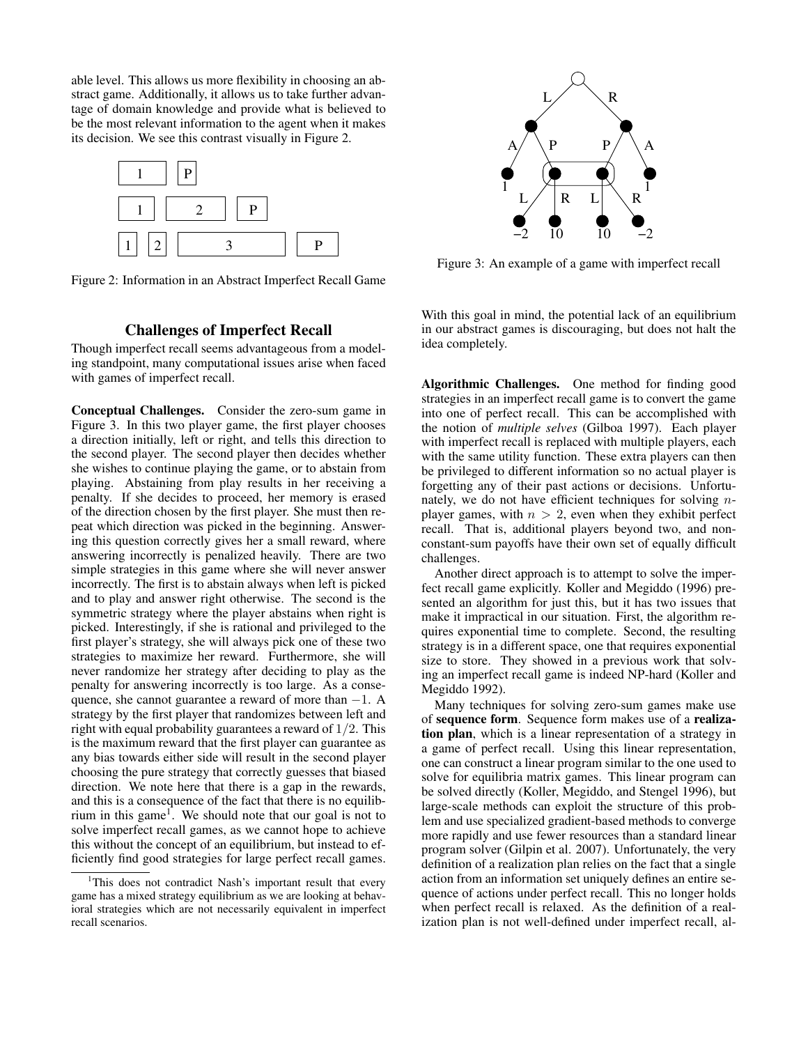able level. This allows us more flexibility in choosing an abstract game. Additionally, it allows us to take further advantage of domain knowledge and provide what is believed to be the most relevant information to the agent when it makes its decision. We see this contrast visually in Figure 2.

1 P

1 2 P

1 2 3 P

Figure 2: Information in an Abstract Imperfect Recall Game

## Challenges of Imperfect Recall

Though imperfect recall seems advantageous from a modeling standpoint, many computational issues arise when faced with games of imperfect recall.

**Conceptual Challenges.** Consider the zero-sum game in Figure 3. In this two player game, the first player chooses a direction initially, left or right, and tells this direction to the second player. The second player then decides whether she wishes to continue playing the game, or to abstain from playing. Abstaining from play results in her receiving a penalty. If she decides to proceed, her memory is erased of the direction chosen by the first player. She must then repeat which direction was picked in the beginning. Answering this question correctly gives her a small reward, where answering incorrectly is penalized heavily. There are two simple strategies in this game where she will never answer incorrectly. The first is to abstain always when left is picked and to play and answer right otherwise. The second is the symmetric strategy where the player abstains when right is picked. Interestingly, if she is rational and privileged to the first player's strategy, she will always pick one of these two strategies to maximize her reward. Furthermore, she will never randomize her strategy after deciding to play as the penalty for answering incorrectly is too large. As a consequence, she cannot guarantee a reward of more than $-1$. A strategy by the first player that randomizes between left and right with equal probability guarantees a reward of $1/2$. This is the maximum reward that the first player can guarantee as any bias towards either side will result in the second player choosing the pure strategy that correctly guesses that biased direction. We note here that there is a gap in the rewards, and this is a consequence of the fact that there is no equilibrium in this game[1]. We should note that our goal is not to solve imperfect recall games, as we cannot hope to achieve this without the concept of an equilibrium, but instead to efficiently find good strategies for large perfect recall games.

L R A P P A 1 1 L R L R −2 10 10 −2

Figure 3: An example of a game with imperfect recall

With this goal in mind, the potential lack of an equilibrium in our abstract games is discouraging, but does not halt the idea completely.

**Algorithmic Challenges.** One method for finding good strategies in an imperfect recall game is to convert the game into one of perfect recall. This can be accomplished with the notion of *multiple selves* (Gilboa 1997). Each player with imperfect recall is replaced with multiple players, each with the same utility function. These extra players can then be privileged to different information so no actual player is forgetting any of their past actions or decisions. Unfortunately, we do not have efficient techniques for solving $n$-player games, with $n > 2$, even when they exhibit perfect recall. That is, additional players beyond two, and non-constant-sum payoffs have their own set of equally difficult challenges.

Another direct approach is to attempt to solve the imperfect recall game explicitly. Koller and Megiddo (1996) presented an algorithm for just this, but it has two issues that make it impractical in our situation. First, the algorithm requires exponential time to complete. Second, the resulting strategy is in a different space, one that requires exponential size to store. They showed in a previous work that solving an imperfect recall game is indeed NP-hard (Koller and Megiddo 1992).

Many techniques for solving zero-sum games make use of **sequence form**. Sequence form makes use of a **realization plan**, which is a linear representation of a strategy in a game of perfect recall. Using this linear representation, one can construct a linear program similar to the one used to solve for equilibria matrix games. This linear program can be solved directly (Koller, Megiddo, and Stengel 1996), but large-scale methods can exploit the structure of this problem and use specialized gradient-based methods to converge more rapidly and use fewer resources than a standard linear program solver (Gilpin et al. 2007). Unfortunately, the very definition of a realization plan relies on the fact that a single action from an information set uniquely defines an entire sequence of actions under perfect recall. This no longer holds when perfect recall is relaxed. As the definition of a realization plan is not well-defined under imperfect recall, al-

[1] This does not contradict Nash's important result that every game has a mixed strategy equilibrium as we are looking at behavioral strategies which are not necessarily equivalent in imperfect recall scenarios.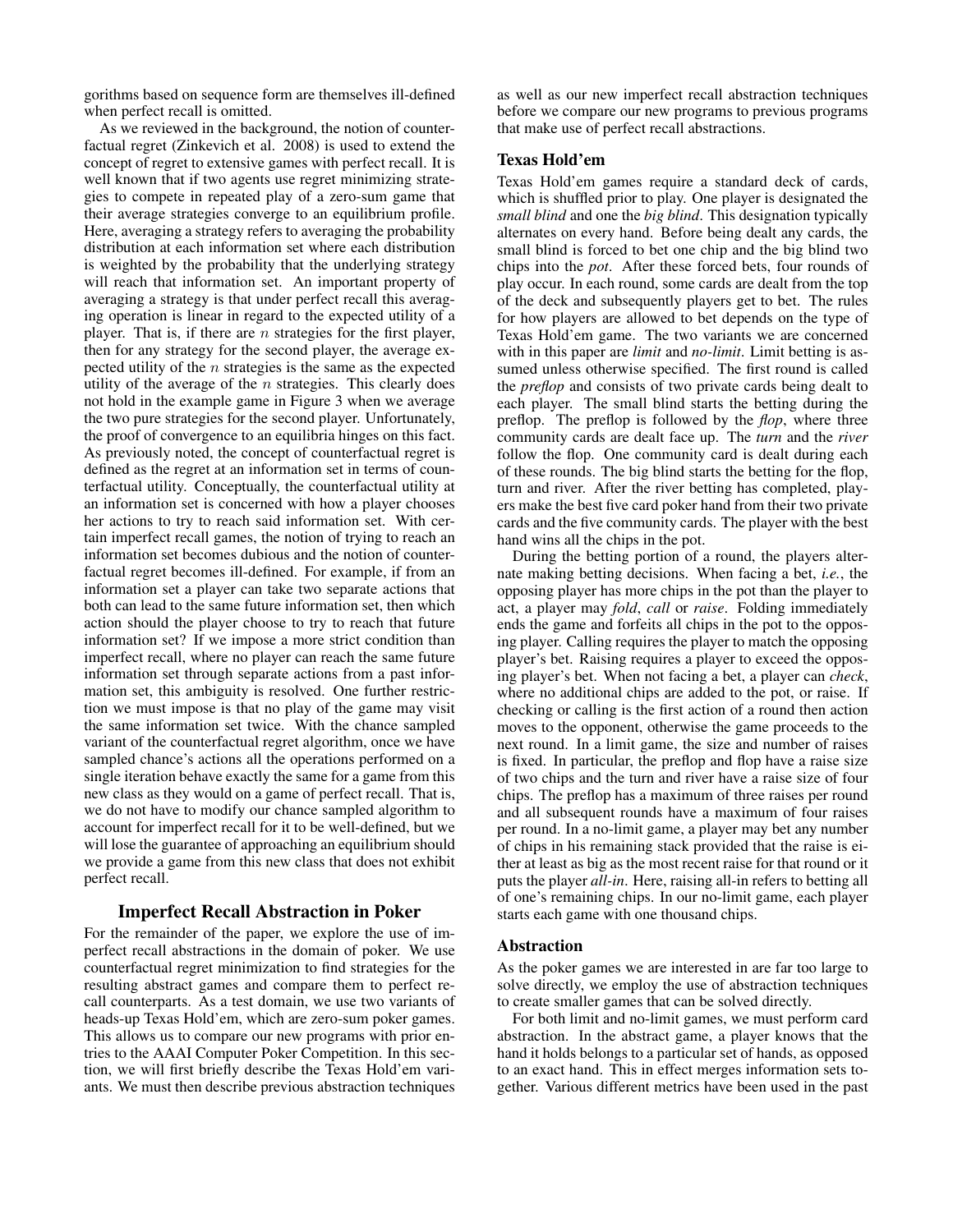gorithms based on sequence form are themselves ill-defined when perfect recall is omitted.

As we reviewed in the background, the notion of counterfactual regret (Zinkevich et al. 2008) is used to extend the concept of regret to extensive games with perfect recall. It is well known that if two agents use regret minimizing strategies to compete in repeated play of a zero-sum game that their average strategies converge to an equilibrium profile. Here, averaging a strategy refers to averaging the probability distribution at each information set where each distribution is weighted by the probability that the underlying strategy will reach that information set. An important property of averaging a strategy is that under perfect recall this averaging operation is linear in regard to the expected utility of a player. That is, if there are $n$ strategies for the first player, then for any strategy for the second player, the average expected utility of the $n$ strategies is the same as the expected utility of the average of the $n$ strategies. This clearly does not hold in the example game in Figure 3 when we average the two pure strategies for the second player. Unfortunately, the proof of convergence to an equilibria hinges on this fact. As previously noted, the concept of counterfactual regret is defined as the regret at an information set in terms of counterfactual utility. Conceptually, the counterfactual utility at an information set is concerned with how a player chooses her actions to try to reach said information set. With certain imperfect recall games, the notion of trying to reach an information set becomes dubious and the notion of counterfactual regret becomes ill-defined. For example, if from an information set a player can take two separate actions that both can lead to the same future information set, then which action should the player choose to try to reach that future information set? If we impose a more strict condition than imperfect recall, where no player can reach the same future information set through separate actions from a past information set, this ambiguity is resolved. One further restriction we must impose is that no play of the game may visit the same information set twice. With the chance sampled variant of the counterfactual regret algorithm, once we have sampled chance's actions all the operations performed on a single iteration behave exactly the same for a game from this new class as they would on a game of perfect recall. That is, we do not have to modify our chance sampled algorithm to account for imperfect recall for it to be well-defined, but we will lose the guarantee of approaching an equilibrium should we provide a game from this new class that does not exhibit perfect recall.

## Imperfect Recall Abstraction in Poker

For the remainder of the paper, we explore the use of imperfect recall abstractions in the domain of poker. We use counterfactual regret minimization to find strategies for the resulting abstract games and compare them to perfect recall counterparts. As a test domain, we use two variants of heads-up Texas Hold'em, which are zero-sum poker games. This allows us to compare our new programs with prior entries to the AAAI Computer Poker Competition. In this section, we will first briefly describe the Texas Hold'em variants. We must then describe previous abstraction techniques as well as our new imperfect recall abstraction techniques before we compare our new programs to previous programs that make use of perfect recall abstractions.

### Texas Hold'em

Texas Hold'em games require a standard deck of cards, which is shuffled prior to play. One player is designated the *small blind* and one the *big blind*. This designation typically alternates on every hand. Before being dealt any cards, the small blind is forced to bet one chip and the big blind two chips into the *pot*. After these forced bets, four rounds of play occur. In each round, some cards are dealt from the top of the deck and subsequently players get to bet. The rules for how players are allowed to bet depends on the type of Texas Hold'em game. The two variants we are concerned with in this paper are *limit* and *no-limit*. Limit betting is assumed unless otherwise specified. The first round is called the *preflop* and consists of two private cards being dealt to each player. The small blind starts the betting during the preflop. The preflop is followed by the *flop*, where three community cards are dealt face up. The *turn* and the *river* follow the flop. One community card is dealt during each of these rounds. The big blind starts the betting for the flop, turn and river. After the river betting has completed, players make the best five card poker hand from their two private cards and the five community cards. The player with the best hand wins all the chips in the pot.

During the betting portion of a round, the players alternate making betting decisions. When facing a bet, *i.e.*, the opposing player has more chips in the pot than the player to act, a player may *fold*, *call* or *raise*. Folding immediately ends the game and forfeits all chips in the pot to the opposing player. Calling requires the player to match the opposing player's bet. Raising requires a player to exceed the opposing player's bet. When not facing a bet, a player can *check*, where no additional chips are added to the pot, or raise. If checking or calling is the first action of a round then action moves to the opponent, otherwise the game proceeds to the next round. In a limit game, the size and number of raises is fixed. In particular, the preflop and flop have a raise size of two chips and the turn and river have a raise size of four chips. The preflop has a maximum of three raises per round and all subsequent rounds have a maximum of four raises per round. In a no-limit game, a player may bet any number of chips in his remaining stack provided that the raise is either at least as big as the most recent raise for that round or it puts the player *all-in*. Here, raising all-in refers to betting all of one's remaining chips. In our no-limit game, each player starts each game with one thousand chips.

### Abstraction

As the poker games we are interested in are far too large to solve directly, we employ the use of abstraction techniques to create smaller games that can be solved directly.

For both limit and no-limit games, we must perform card abstraction. In the abstract game, a player knows that the hand it holds belongs to a particular set of hands, as opposed to an exact hand. This in effect merges information sets together. Various different metrics have been used in the past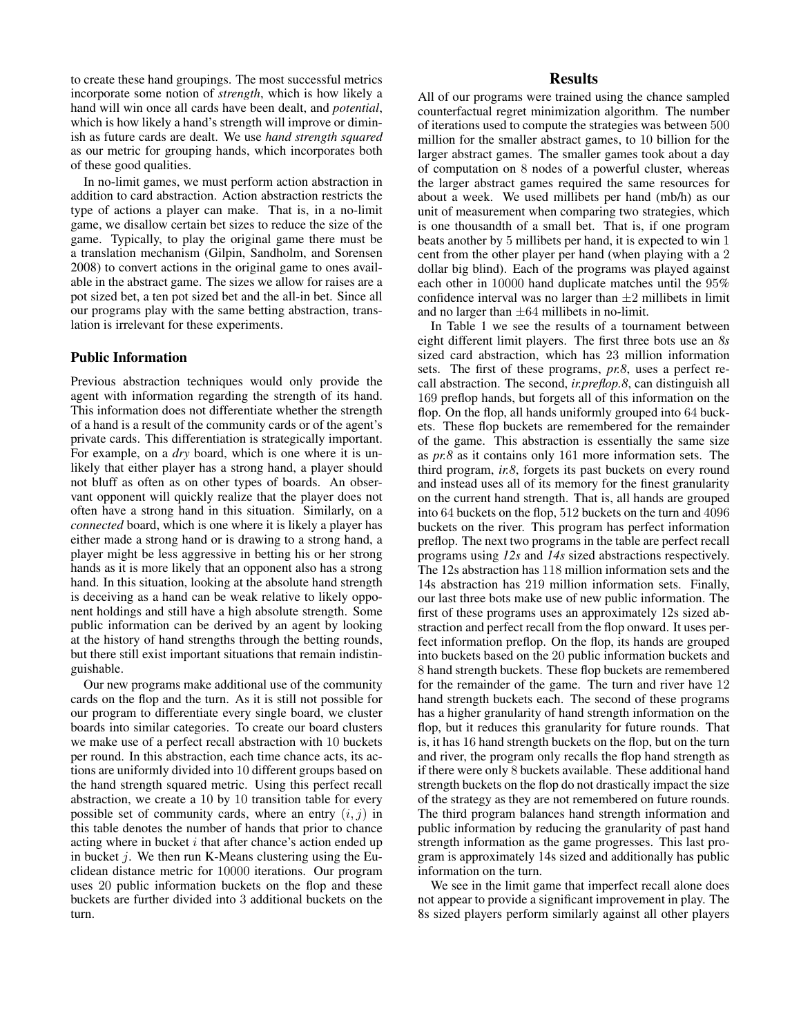to create these hand groupings. The most successful metrics incorporate some notion of *strength*, which is how likely a hand will win once all cards have been dealt, and *potential*, which is how likely a hand's strength will improve or diminish as future cards are dealt. We use *hand strength squared* as our metric for grouping hands, which incorporates both of these good qualities.

In no-limit games, we must perform action abstraction in addition to card abstraction. Action abstraction restricts the type of actions a player can make. That is, in a no-limit game, we disallow certain bet sizes to reduce the size of the game. Typically, to play the original game there must be a translation mechanism (Gilpin, Sandholm, and Sorensen 2008) to convert actions in the original game to ones available in the abstract game. The sizes we allow for raises are a pot sized bet, a ten pot sized bet and the all-in bet. Since all our programs play with the same betting abstraction, translation is irrelevant for these experiments.

## Public Information

Previous abstraction techniques would only provide the agent with information regarding the strength of its hand. This information does not differentiate whether the strength of a hand is a result of the community cards or of the agent's private cards. This differentiation is strategically important. For example, on a *dry* board, which is one where it is unlikely that either player has a strong hand, a player should not bluff as often as on other types of boards. An observant opponent will quickly realize that the player does not often have a strong hand in this situation. Similarly, on a *connected* board, which is one where it is likely a player has either made a strong hand or is drawing to a strong hand, a player might be less aggressive in betting his or her strong hands as it is more likely that an opponent also has a strong hand. In this situation, looking at the absolute hand strength is deceiving as a hand can be weak relative to likely opponent holdings and still have a high absolute strength. Some public information can be derived by an agent by looking at the history of hand strengths through the betting rounds, but there still exist important situations that remain indistinguishable.

Our new programs make additional use of the community cards on the flop and the turn. As it is still not possible for our program to differentiate every single board, we cluster boards into similar categories. To create our board clusters we make use of a perfect recall abstraction with 10 buckets per round. In this abstraction, each time chance acts, its actions are uniformly divided into 10 different groups based on the hand strength squared metric. Using this perfect recall abstraction, we create a 10 by 10 transition table for every possible set of community cards, where an entry $(i, j)$ in this table denotes the number of hands that prior to chance acting where in bucket $i$ that after chance's action ended up in bucket $j$. We then run K-Means clustering using the Euclidean distance metric for 10000 iterations. Our program uses 20 public information buckets on the flop and these buckets are further divided into 3 additional buckets on the turn.

## Results

All of our programs were trained using the chance sampled counterfactual regret minimization algorithm. The number of iterations used to compute the strategies was between 500 million for the smaller abstract games, to 10 billion for the larger abstract games. The smaller games took about a day of computation on 8 nodes of a powerful cluster, whereas the larger abstract games required the same resources for about a week. We used millibets per hand (mb/h) as our unit of measurement when comparing two strategies, which is one thousandth of a small bet. That is, if one program beats another by 5 millibets per hand, it is expected to win 1 cent from the other player per hand (when playing with a 2 dollar big blind). Each of the programs was played against each other in 10000 hand duplicate matches until the 95% confidence interval was no larger than $\pm 2$ millibets in limit and no larger than $\pm 64$ millibets in no-limit.

In Table 1 we see the results of a tournament between eight different limit players. The first three bots use an *8s* sized card abstraction, which has 23 million information sets. The first of these programs, *pr.8*, uses a perfect recall abstraction. The second, *ir.preflop.8*, can distinguish all 169 preflop hands, but forgets all of this information on the flop. On the flop, all hands uniformly grouped into 64 buckets. These flop buckets are remembered for the remainder of the game. This abstraction is essentially the same size as *pr.8* as it contains only 161 more information sets. The third program, *ir.8*, forgets its past buckets on every round and instead uses all of its memory for the finest granularity on the current hand strength. That is, all hands are grouped into 64 buckets on the flop, 512 buckets on the turn and 4096 buckets on the river. This program has perfect information preflop. The next two programs in the table are perfect recall programs using *12s* and *14s* sized abstractions respectively. The 12s abstraction has 118 million information sets and the 14s abstraction has 219 million information sets. Finally, our last three bots make use of new public information. The first of these programs uses an approximately 12s sized abstraction and perfect recall from the flop onward. It uses perfect information preflop. On the flop, its hands are grouped into buckets based on the 20 public information buckets and 8 hand strength buckets. These flop buckets are remembered for the remainder of the game. The turn and river have 12 hand strength buckets each. The second of these programs has a higher granularity of hand strength information on the flop, but it reduces this granularity for future rounds. That is, it has 16 hand strength buckets on the flop, but on the turn and river, the program only recalls the flop hand strength as if there were only 8 buckets available. These additional hand strength buckets on the flop do not drastically impact the size of the strategy as they are not remembered on future rounds. The third program balances hand strength information and public information by reducing the granularity of past hand strength information as the game progresses. This last program is approximately 14s sized and additionally has public information on the turn.

We see in the limit game that imperfect recall alone does not appear to provide a significant improvement in play. The 8s sized players perform similarly against all other players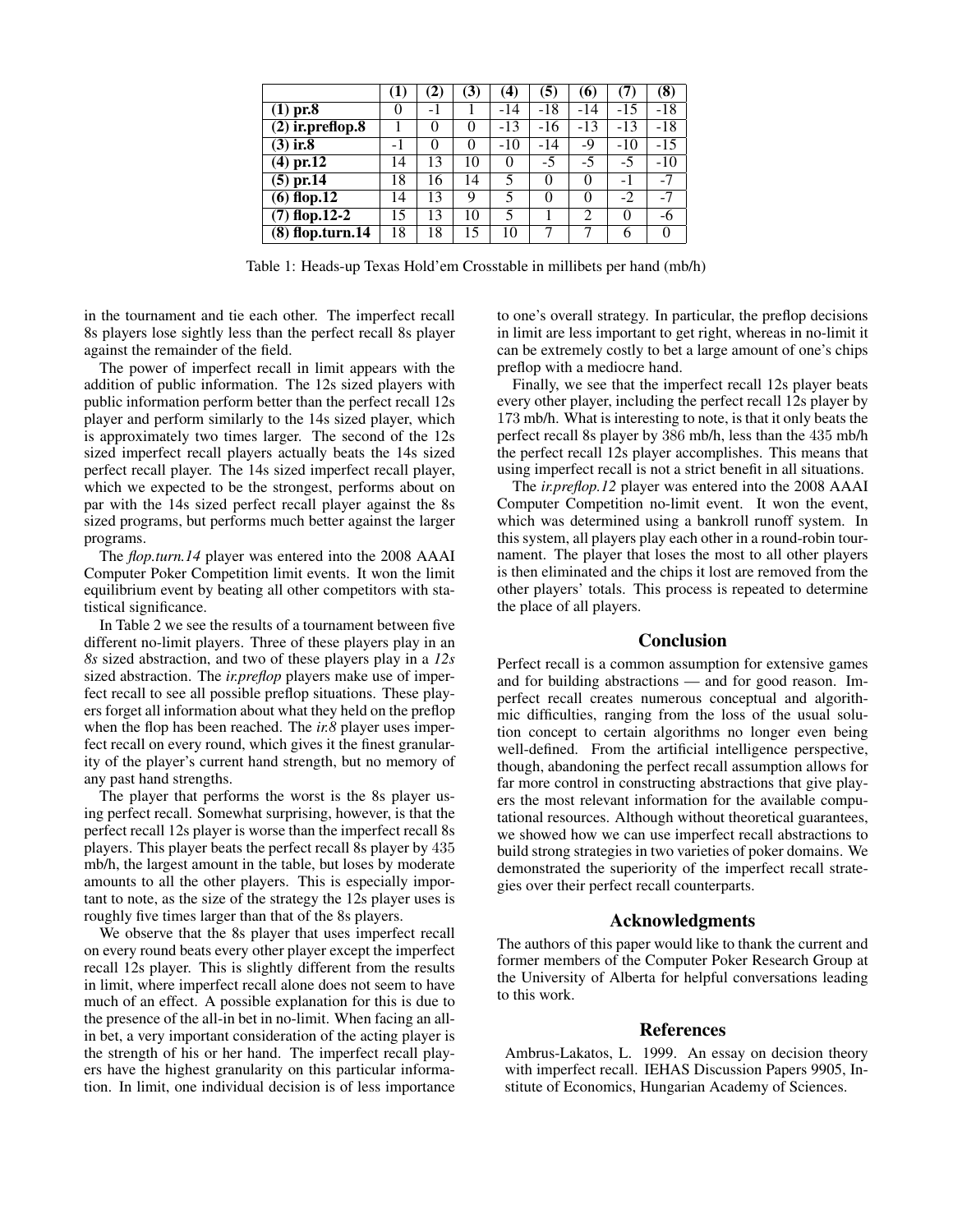| | (1) | (2) | (3) | (4) | (5) | (6) | (7) | (8) |
|---|---|---|---|---|---|---|---|---|
| **(1) pr.8** | 0 | -1 | 1 | -14 | -18 | -14 | -15 | -18 |
| **(2) ir.preflop.8** | 1 | 0 | 0 | -13 | -16 | -13 | -13 | -18 |
| **(3) ir.8** | -1 | 0 | 0 | -10 | -14 | -9 | -10 | -15 |
| **(4) pr.12** | 14 | 13 | 10 | 0 | -5 | -5 | -5 | -10 |
| **(5) pr.14** | 18 | 16 | 14 | 5 | 0 | 0 | -1 | -7 |
| **(6) flop.12** | 14 | 13 | 9 | 5 | 0 | 0 | -2 | -7 |
| **(7) flop.12-2** | 15 | 13 | 10 | 5 | 1 | 2 | 0 | -6 |
| **(8) flop.turn.14** | 18 | 18 | 15 | 10 | 7 | 7 | 6 | 0 |

Table 1: Heads-up Texas Hold'em Crosstable in millibets per hand (mb/h)

in the tournament and tie each other. The imperfect recall 8s players lose sightly less than the perfect recall 8s player against the remainder of the field.

The power of imperfect recall in limit appears with the addition of public information. The 12s sized players with public information perform better than the perfect recall 12s player and perform similarly to the 14s sized player, which is approximately two times larger. The second of the 12s sized imperfect recall players actually beats the 14s sized perfect recall player. The 14s sized imperfect recall player, which we expected to be the strongest, performs about on par with the 14s sized perfect recall player against the 8s sized programs, but performs much better against the larger programs.

The *flop.turn.14* player was entered into the 2008 AAAI Computer Poker Competition limit events. It won the limit equilibrium event by beating all other competitors with statistical significance.

In Table 2 we see the results of a tournament between five different no-limit players. Three of these players play in an *8s* sized abstraction, and two of these players play in a *12s* sized abstraction. The *ir.preflop* players make use of imperfect recall to see all possible preflop situations. These players forget all information about what they held on the preflop when the flop has been reached. The *ir.8* player uses imperfect recall on every round, which gives it the finest granularity of the player's current hand strength, but no memory of any past hand strengths.

The player that performs the worst is the 8s player using perfect recall. Somewhat surprising, however, is that the perfect recall 12s player is worse than the imperfect recall 8s players. This player beats the perfect recall 8s player by 435 mb/h, the largest amount in the table, but loses by moderate amounts to all the other players. This is especially important to note, as the size of the strategy the 12s player uses is roughly five times larger than that of the 8s players.

We observe that the 8s player that uses imperfect recall on every round beats every other player except the imperfect recall 12s player. This is slightly different from the results in limit, where imperfect recall alone does not seem to have much of an effect. A possible explanation for this is due to the presence of the all-in bet in no-limit. When facing an all-in bet, a very important consideration of the acting player is the strength of his or her hand. The imperfect recall players have the highest granularity on this particular information. In limit, one individual decision is of less importance to one's overall strategy. In particular, the preflop decisions in limit are less important to get right, whereas in no-limit it can be extremely costly to bet a large amount of one's chips preflop with a mediocre hand.

Finally, we see that the imperfect recall 12s player beats every other player, including the perfect recall 12s player by 173 mb/h. What is interesting to note, is that it only beats the perfect recall 8s player by 386 mb/h, less than the 435 mb/h the perfect recall 12s player accomplishes. This means that using imperfect recall is not a strict benefit in all situations.

The *ir.preflop.12* player was entered into the 2008 AAAI Computer Competition no-limit event. It won the event, which was determined using a bankroll runoff system. In this system, all players play each other in a round-robin tournament. The player that loses the most to all other players is then eliminated and the chips it lost are removed from the other players' totals. This process is repeated to determine the place of all players.

## Conclusion

Perfect recall is a common assumption for extensive games and for building abstractions — and for good reason. Imperfect recall creates numerous conceptual and algorithmic difficulties, ranging from the loss of the usual solution concept to certain algorithms no longer even being well-defined. From the artificial intelligence perspective, though, abandoning the perfect recall assumption allows for far more control in constructing abstractions that give players the most relevant information for the available computational resources. Although without theoretical guarantees, we showed how we can use imperfect recall abstractions to build strong strategies in two varieties of poker domains. We demonstrated the superiority of the imperfect recall strategies over their perfect recall counterparts.

## Acknowledgments

The authors of this paper would like to thank the current and former members of the Computer Poker Research Group at the University of Alberta for helpful conversations leading to this work.

## References

Ambrus-Lakatos, L. 1999. An essay on decision theory with imperfect recall. IEHAS Discussion Papers 9905, Institute of Economics, Hungarian Academy of Sciences.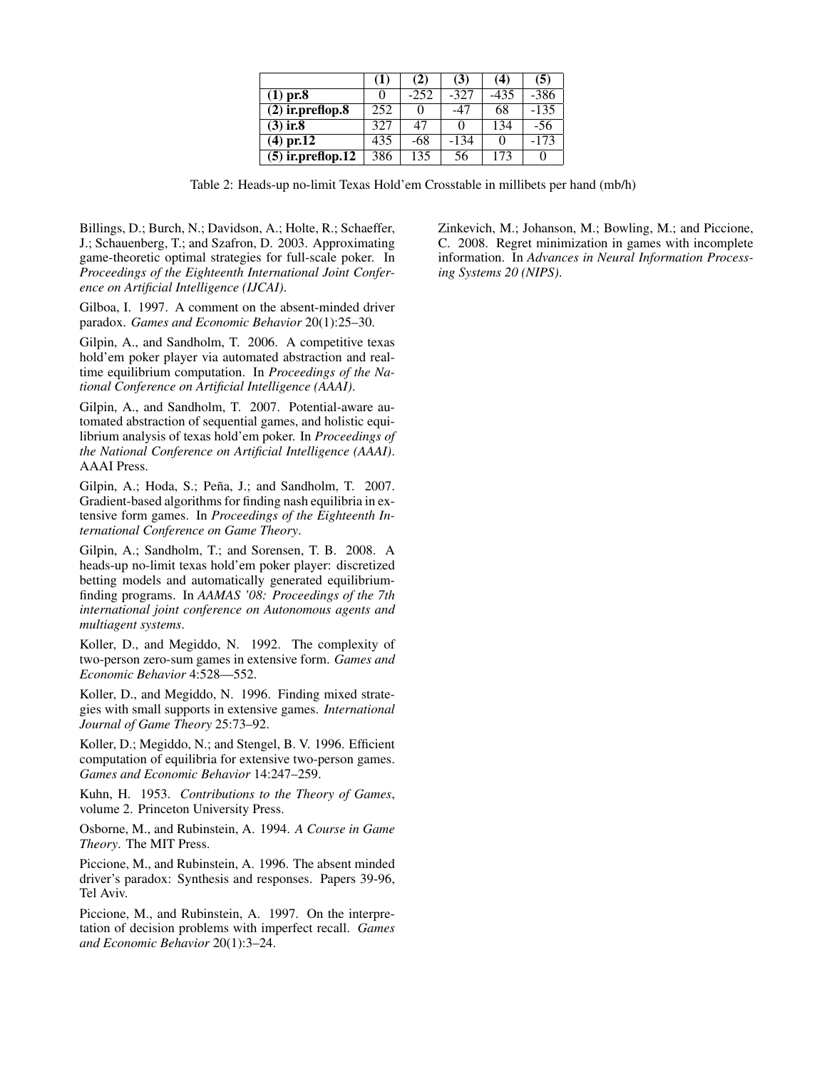| | (1) | (2) | (3) | (4) | (5) |
|---|---|---|---|---|---|
| **(1) pr.8** | 0 | -252 | -327 | -435 | -386 |
| **(2) ir.preflop.8** | 252 | 0 | -47 | 68 | -135 |
| **(3) ir.8** | 327 | 47 | 0 | 134 | -56 |
| **(4) pr.12** | 435 | -68 | -134 | 0 | -173 |
| **(5) ir.preflop.12** | 386 | 135 | 56 | 173 | 0 |

Table 2: Heads-up no-limit Texas Hold'em Crosstable in millibets per hand (mb/h)

Billings, D.; Burch, N.; Davidson, A.; Holte, R.; Schaeffer, J.; Schauenberg, T.; and Szafron, D. 2003. Approximating game-theoretic optimal strategies for full-scale poker. In *Proceedings of the Eighteenth International Joint Conference on Artificial Intelligence (IJCAI)*.

Gilboa, I. 1997. A comment on the absent-minded driver paradox. *Games and Economic Behavior* 20(1):25–30.

Gilpin, A., and Sandholm, T. 2006. A competitive texas hold'em poker player via automated abstraction and real-time equilibrium computation. In *Proceedings of the National Conference on Artificial Intelligence (AAAI)*.

Gilpin, A., and Sandholm, T. 2007. Potential-aware automated abstraction of sequential games, and holistic equilibrium analysis of texas hold'em poker. In *Proceedings of the National Conference on Artificial Intelligence (AAAI)*. AAAI Press.

Gilpin, A.; Hoda, S.; Peña, J.; and Sandholm, T. 2007. Gradient-based algorithms for finding nash equilibria in extensive form games. In *Proceedings of the Eighteenth International Conference on Game Theory*.

Gilpin, A.; Sandholm, T.; and Sorensen, T. B. 2008. A heads-up no-limit texas hold'em poker player: discretized betting models and automatically generated equilibrium-finding programs. In *AAMAS '08: Proceedings of the 7th international joint conference on Autonomous agents and multiagent systems*.

Koller, D., and Megiddo, N. 1992. The complexity of two-person zero-sum games in extensive form. *Games and Economic Behavior* 4:528—552.

Koller, D., and Megiddo, N. 1996. Finding mixed strategies with small supports in extensive games. *International Journal of Game Theory* 25:73–92.

Koller, D.; Megiddo, N.; and Stengel, B. V. 1996. Efficient computation of equilibria for extensive two-person games. *Games and Economic Behavior* 14:247–259.

Kuhn, H. 1953. *Contributions to the Theory of Games*, volume 2. Princeton University Press.

Osborne, M., and Rubinstein, A. 1994. *A Course in Game Theory*. The MIT Press.

Piccione, M., and Rubinstein, A. 1996. The absent minded driver's paradox: Synthesis and responses. Papers 39-96, Tel Aviv.

Piccione, M., and Rubinstein, A. 1997. On the interpretation of decision problems with imperfect recall. *Games and Economic Behavior* 20(1):3–24.

Zinkevich, M.; Johanson, M.; Bowling, M.; and Piccione, C. 2008. Regret minimization in games with incomplete information. In *Advances in Neural Information Processing Systems 20 (NIPS)*.